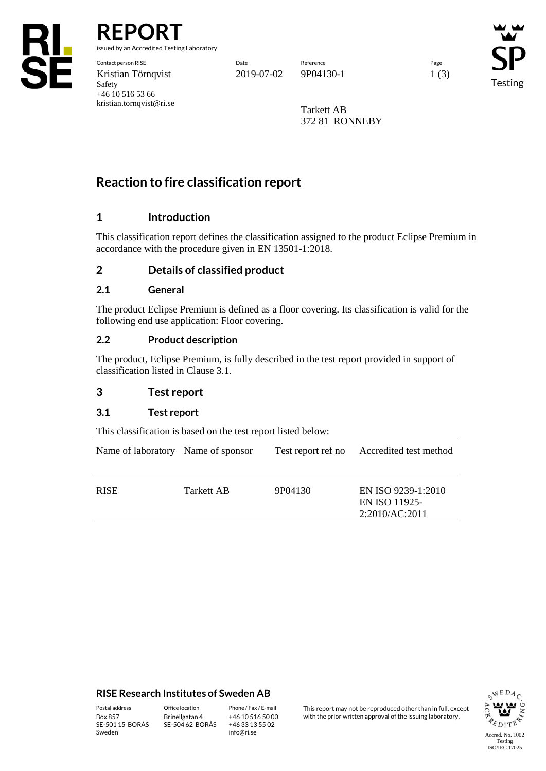# REPORT

issued by an Accredited Testing Laboratory

| Contact person RISE | Date | Reference | Page |
|---|---|---|---|
| Kristian Törnqvist<br>Safety<br>+46 10 516 53 66<br>kristian.tornqvist@ri.se | 2019-07-02 | 9P04130-1 | 1 (3) |

Tarkett AB
372 81 RONNEBY

## Reaction to fire classification report

### 1 Introduction

This classification report defines the classification assigned to the product Eclipse Premium in accordance with the procedure given in EN 13501-1:2018.

### 2 Details of classified product

#### 2.1 General

The product Eclipse Premium is defined as a floor covering. Its classification is valid for the following end use application: Floor covering.

#### 2.2 Product description

The product, Eclipse Premium, is fully described in the test report provided in support of classification listed in Clause 3.1.

### 3 Test report

#### 3.1 Test report

This classification is based on the test report listed below:

| Name of laboratory | Name of sponsor | Test report ref no | Accredited test method |
|---|---|---|---|
| RISE | Tarkett AB | 9P04130 | EN ISO 9239-1:2010<br>EN ISO 11925-2:2010/AC:2011 |

**RISE Research Institutes of Sweden AB**

| Postal address | Office location | Phone / Fax / E-mail |
|---|---|---|
| Box 857<br>SE-501 15 BORÅS<br>Sweden | Brinellgatan 4<br>SE-504 62 BORÅS | +46 10 516 50 00<br>+46 33 13 55 02<br>info@ri.se |

This report may not be reproduced other than in full, except with the prior written approval of the issuing laboratory.

Accred. No. 1002
Testing
ISO/IEC 17025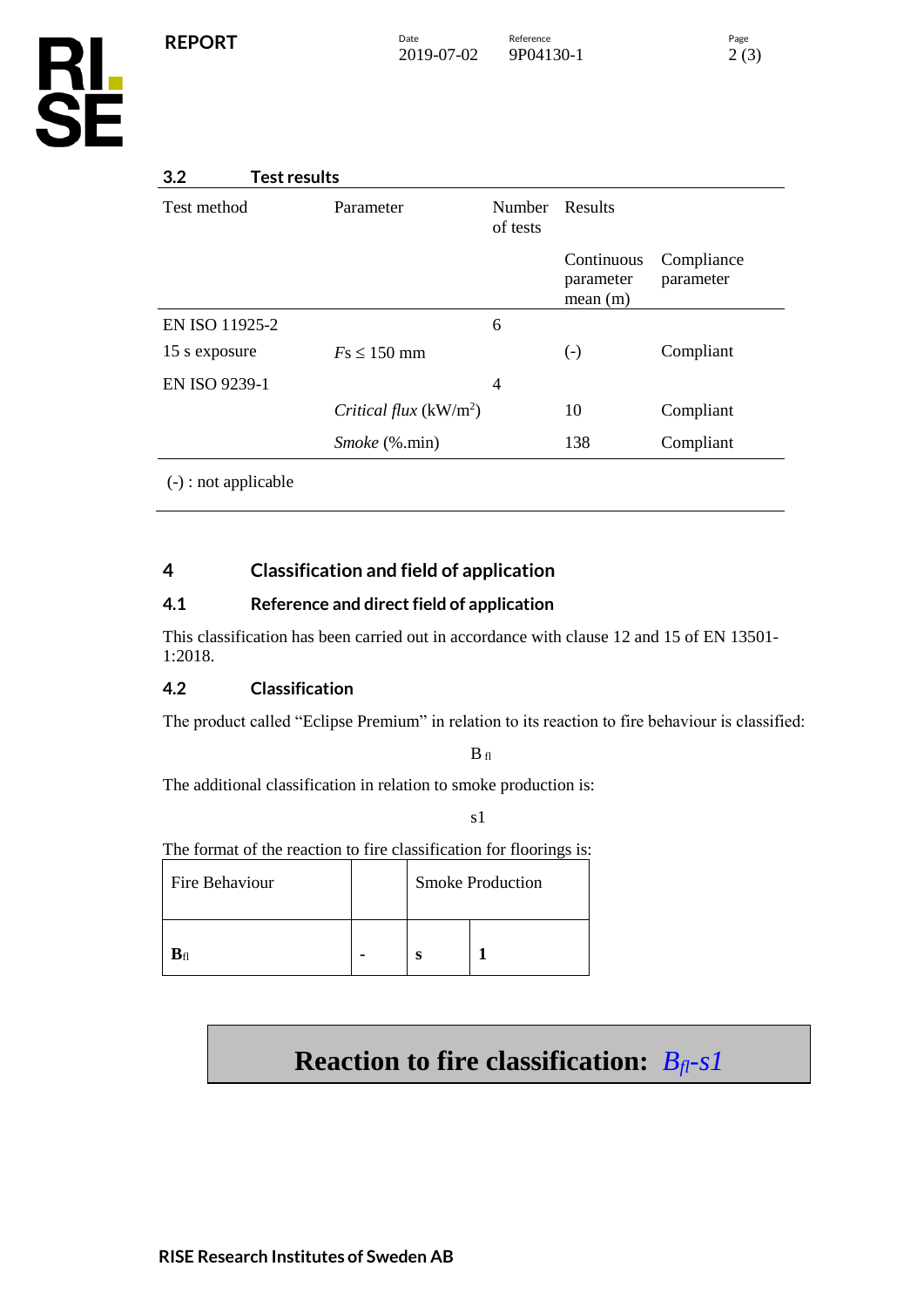### 3.2 Test results

| Test method | Parameter | Number of tests | Results | |
|---|---|---|---|---|
| | | | Continuous parameter mean (m) | Compliance parameter |
| EN ISO 11925-2 | | 6 | | |
| 15 s exposure | $Fs \leq 150$ mm | | (-) | Compliant |
| EN ISO 9239-1 | | 4 | | |
| | *Critical flux* (kW/m$^2$) | | 10 | Compliant |
| | *Smoke* (%.min) | | 138 | Compliant |

(-) : not applicable

# 4 Classification and field of application

## 4.1 Reference and direct field of application

This classification has been carried out in accordance with clause 12 and 15 of EN 13501-1:2018.

## 4.2 Classification

The product called “Eclipse Premium” in relation to its reaction to fire behaviour is classified:

$B_{fl}$

The additional classification in relation to smoke production is:

s1

The format of the reaction to fire classification for floorings is:

| Fire Behaviour | | Smoke Production | |
|---|---|---|---|
| **$B_{fl}$** | **-** | **s** | **1** |

**Reaction to fire classification:** ***$B_{fl}$-s1***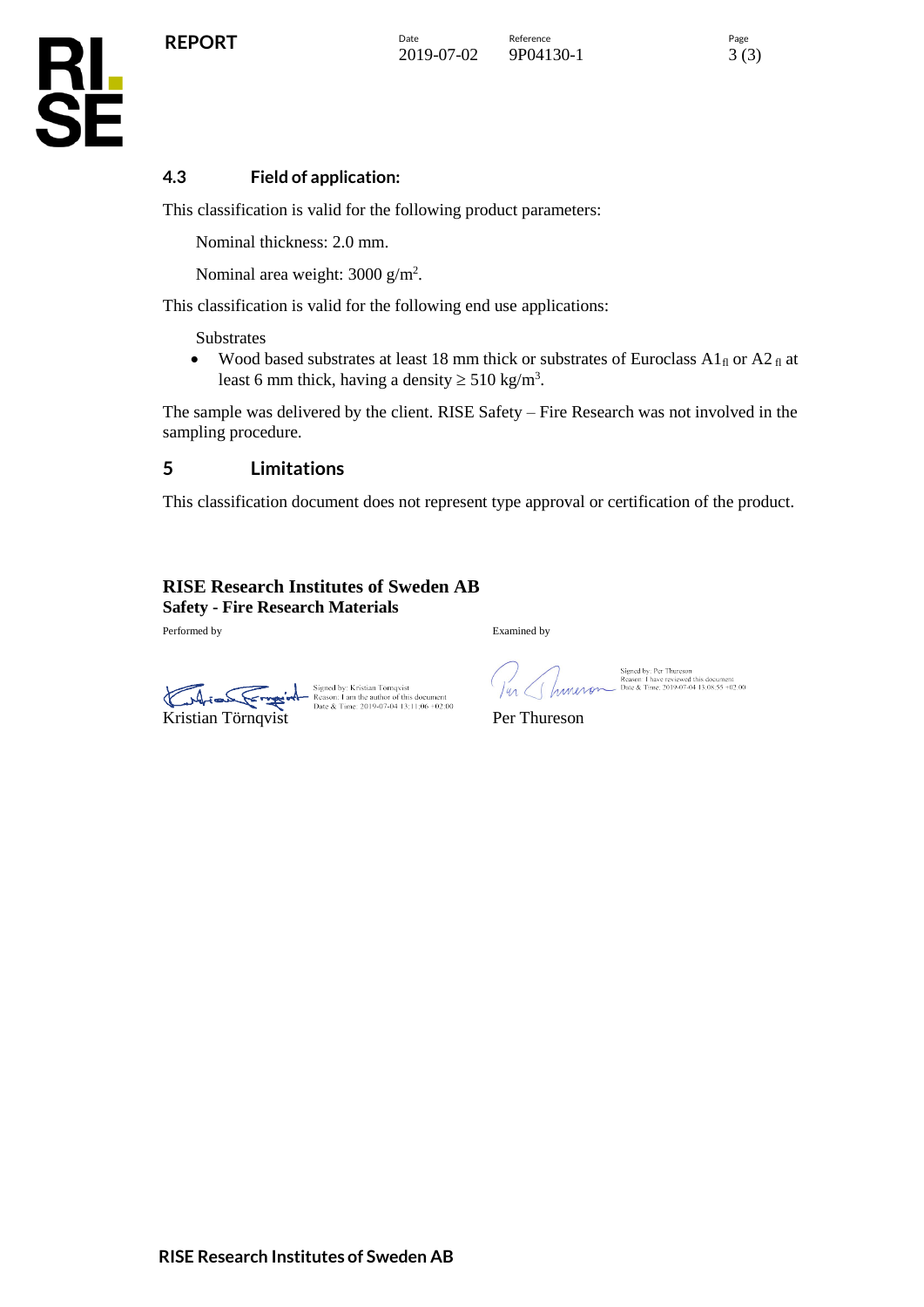### 4.3 Field of application:

This classification is valid for the following product parameters:

Nominal thickness: 2.0 mm.

Nominal area weight: 3000 $g/m^2$.

This classification is valid for the following end use applications:

Substrates

- Wood based substrates at least 18 mm thick or substrates of Euroclass $A1_{fl}$ or $A2_{fl}$ at least 6 mm thick, having a density $\geq 510$ $kg/m^3$.

The sample was delivered by the client. RISE Safety – Fire Research was not involved in the sampling procedure.

## 5 Limitations

This classification document does not represent type approval or certification of the product.

**RISE Research Institutes of Sweden AB**
**Safety - Fire Research Materials**

Performed by

Signed by: Kristian Törnqvist
Reason: I am the author of this document
Date & Time: 2019-07-04 13:11:06 +02:00

Kristian Törnqvist

Examined by

Signed by: Per Thureson
Reason: I have reviewed this document
Date & Time: 2019-07-04 13:08:55 +02:00

Per Thureson